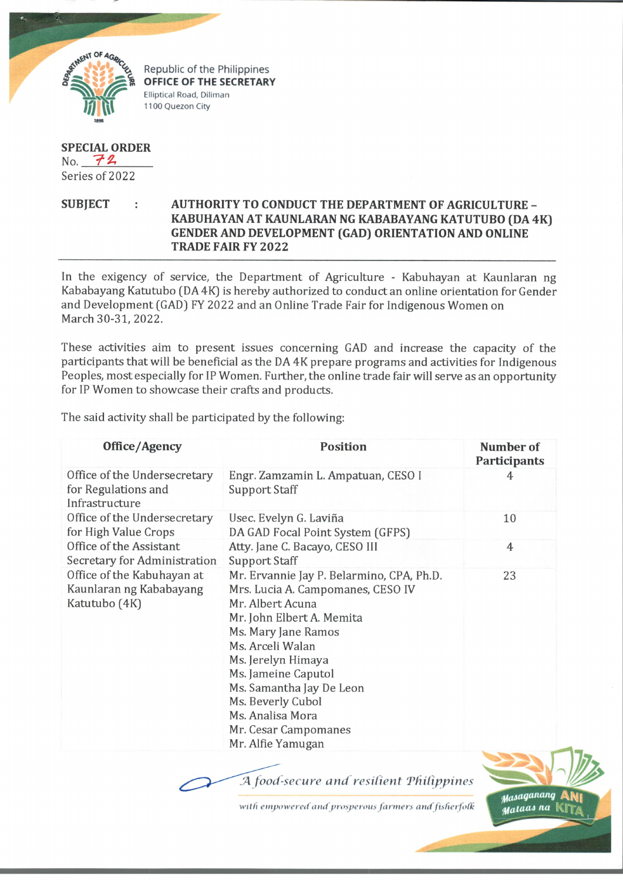Republic of the Philippines
**OFFICE OF THE SECRETARY**
Elliptical Road, Diliman
1100 Quezon City

**SPECIAL ORDER**
No. 72
Series of 2022

**SUBJECT : AUTHORITY TO CONDUCT THE DEPARTMENT OF AGRICULTURE – KABUHAYAN AT KAUNLARAN NG KABABAYANG KATUTUBO (DA 4K) GENDER AND DEVELOPMENT (GAD) ORIENTATION AND ONLINE TRADE FAIR FY 2022**

---

In the exigency of service, the Department of Agriculture - Kabuhayan at Kaunlaran ng Kababayang Katutubo (DA 4K) is hereby authorized to conduct an online orientation for Gender and Development (GAD) FY 2022 and an Online Trade Fair for Indigenous Women on March 30-31, 2022.

These activities aim to present issues concerning GAD and increase the capacity of the participants that will be beneficial as the DA 4K prepare programs and activities for Indigenous Peoples, most especially for IP Women. Further, the online trade fair will serve as an opportunity for IP Women to showcase their crafts and products.

The said activity shall be participated by the following:

| Office/Agency | Position | Number of Participants |
|---|---|---|
| Office of the Undersecretary for Regulations and Infrastructure | Engr. Zamzamin L. Ampatuan, CESO I<br>Support Staff | 4 |
| Office of the Undersecretary for High Value Crops | Usec. Evelyn G. Laviña<br>DA GAD Focal Point System (GFPS) | 10 |
| Office of the Assistant Secretary for Administration | Atty. Jane C. Bacayo, CESO III<br>Support Staff | 4 |
| Office of the Kabuhayan at Kaunlaran ng Kababayang Katutubo (4K) | Mr. Ervannie Jay P. Belarmino, CPA, Ph.D.<br>Mrs. Lucia A. Campomanes, CESO IV<br>Mr. Albert Acuna<br>Mr. John Elbert A. Memita<br>Ms. Mary Jane Ramos<br>Ms. Arceli Walan<br>Ms. Jerelyn Himaya<br>Ms. Jameine Caputol<br>Ms. Samantha Jay De Leon<br>Ms. Beverly Cubol<br>Ms. Analisa Mora<br>Mr. Cesar Campomanes<br>Mr. Alfie Yamugan | 23 |

*A food-secure and resilient Philippines*
*with empowered and prosperous farmers and fisherfolk*

Masaganang ANI Mataas na KITA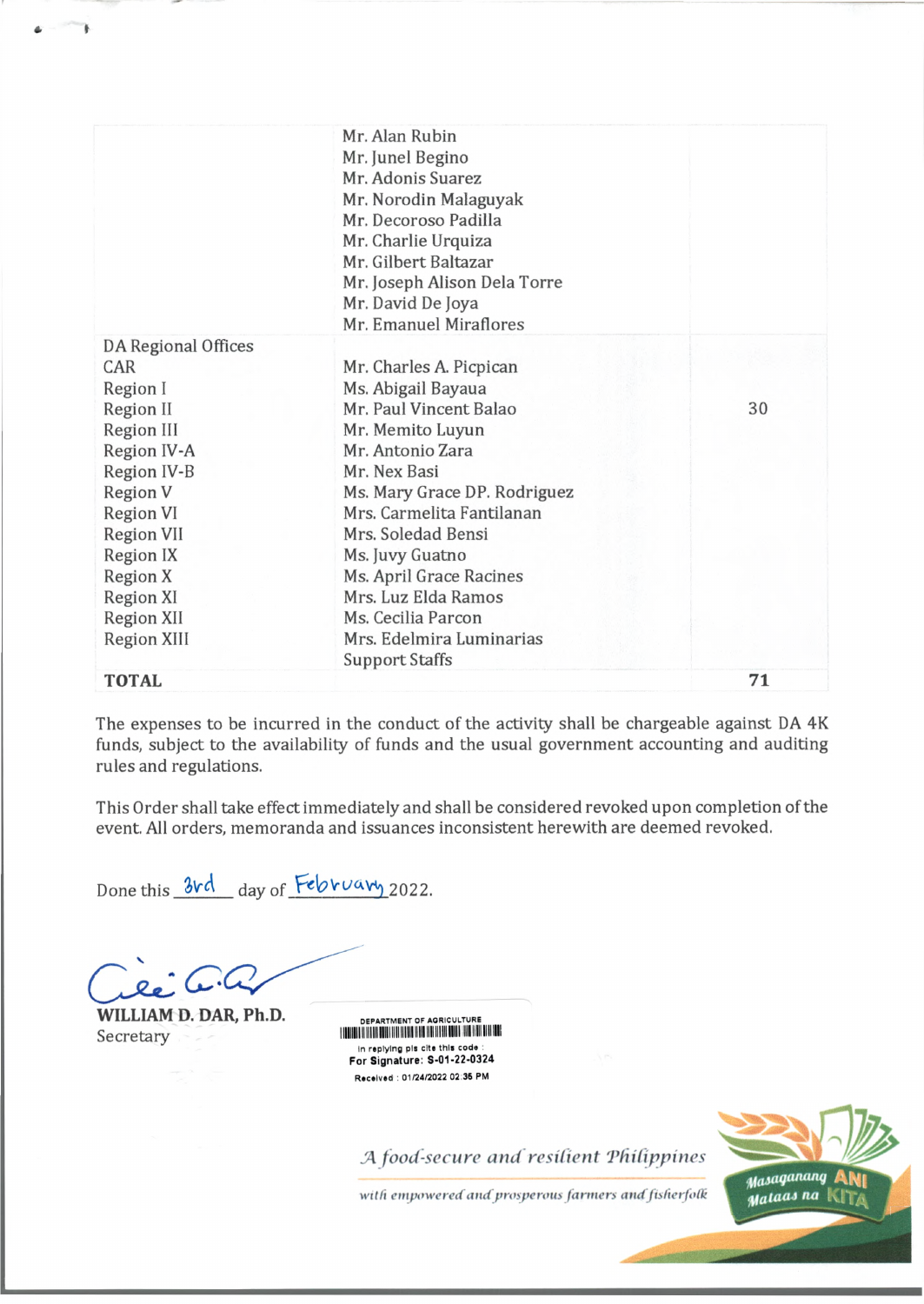| | | |
|---|---|---|
| | Mr. Alan Rubin<br>Mr. Junel Begino<br>Mr. Adonis Suarez<br>Mr. Norodin Malaguyak<br>Mr. Decoroso Padilla<br>Mr. Charlie Urquiza<br>Mr. Gilbert Baltazar<br>Mr. Joseph Alison Dela Torre<br>Mr. David De Joya<br>Mr. Emanuel Miraflores | |
| DA Regional Offices<br>CAR<br>Region I<br>Region II<br>Region III<br>Region IV-A<br>Region IV-B<br>Region V<br>Region VI<br>Region VII<br>Region IX<br>Region X<br>Region XI<br>Region XII<br>Region XIII | <br>Mr. Charles A. Picpican<br>Ms. Abigail Bayaua<br>Mr. Paul Vincent Balao<br>Mr. Memito Luyun<br>Mr. Antonio Zara<br>Mr. Nex Basi<br>Ms. Mary Grace DP. Rodriguez<br>Mrs. Carmelita Fantilanan<br>Mrs. Soledad Bensi<br>Ms. Juvy Guatno<br>Ms. April Grace Racines<br>Mrs. Luz Elda Ramos<br>Ms. Cecilia Parcon<br>Mrs. Edelmira Luminarias<br>Support Staffs | 30 |
| **TOTAL** | | **71** |

The expenses to be incurred in the conduct of the activity shall be chargeable against DA 4K funds, subject to the availability of funds and the usual government accounting and auditing rules and regulations.

This Order shall take effect immediately and shall be considered revoked upon completion of the event. All orders, memoranda and issuances inconsistent herewith are deemed revoked.

Done this 3rd day of February 2022.

**WILLIAM D. DAR, Ph.D.**
Secretary

DEPARTMENT OF AGRICULTURE
In replying pls cite this code :
For Signature: S-01-22-0324
Received : 01/24/2022 02:35 PM

*A food-secure and resilient Philippines with empowered and prosperous farmers and fisherfolk*

Masaganang ANI Mataas na KITA